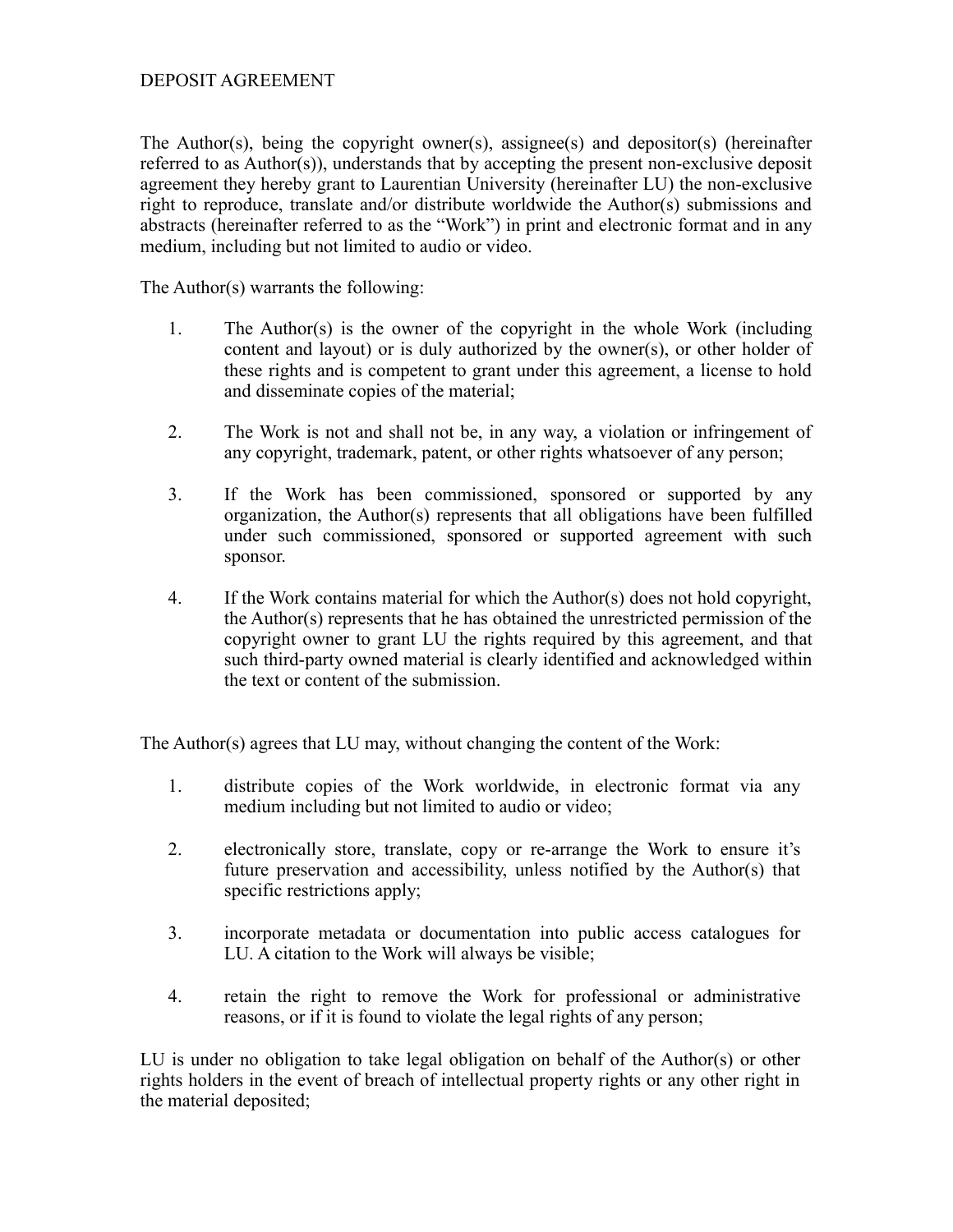# DEPOSIT AGREEMENT

The Author(s), being the copyright owner(s), assignee(s) and depositor(s) (hereinafter referred to as Author(s)), understands that by accepting the present non-exclusive deposit agreement they hereby grant to Laurentian University (hereinafter LU) the non-exclusive right to reproduce, translate and/or distribute worldwide the Author(s) submissions and abstracts (hereinafter referred to as the "Work") in print and electronic format and in any medium, including but not limited to audio or video.

The Author(s) warrants the following:

1. The Author(s) is the owner of the copyright in the whole Work (including content and layout) or is duly authorized by the owner(s), or other holder of these rights and is competent to grant under this agreement, a license to hold and disseminate copies of the material;

2. The Work is not and shall not be, in any way, a violation or infringement of any copyright, trademark, patent, or other rights whatsoever of any person;

3. If the Work has been commissioned, sponsored or supported by any organization, the Author(s) represents that all obligations have been fulfilled under such commissioned, sponsored or supported agreement with such sponsor.

4. If the Work contains material for which the Author(s) does not hold copyright, the Author(s) represents that he has obtained the unrestricted permission of the copyright owner to grant LU the rights required by this agreement, and that such third-party owned material is clearly identified and acknowledged within the text or content of the submission.

The Author(s) agrees that LU may, without changing the content of the Work:

1. distribute copies of the Work worldwide, in electronic format via any medium including but not limited to audio or video;

2. electronically store, translate, copy or re-arrange the Work to ensure it's future preservation and accessibility, unless notified by the Author(s) that specific restrictions apply;

3. incorporate metadata or documentation into public access catalogues for LU. A citation to the Work will always be visible;

4. retain the right to remove the Work for professional or administrative reasons, or if it is found to violate the legal rights of any person;

LU is under no obligation to take legal obligation on behalf of the Author(s) or other rights holders in the event of breach of intellectual property rights or any other right in the material deposited;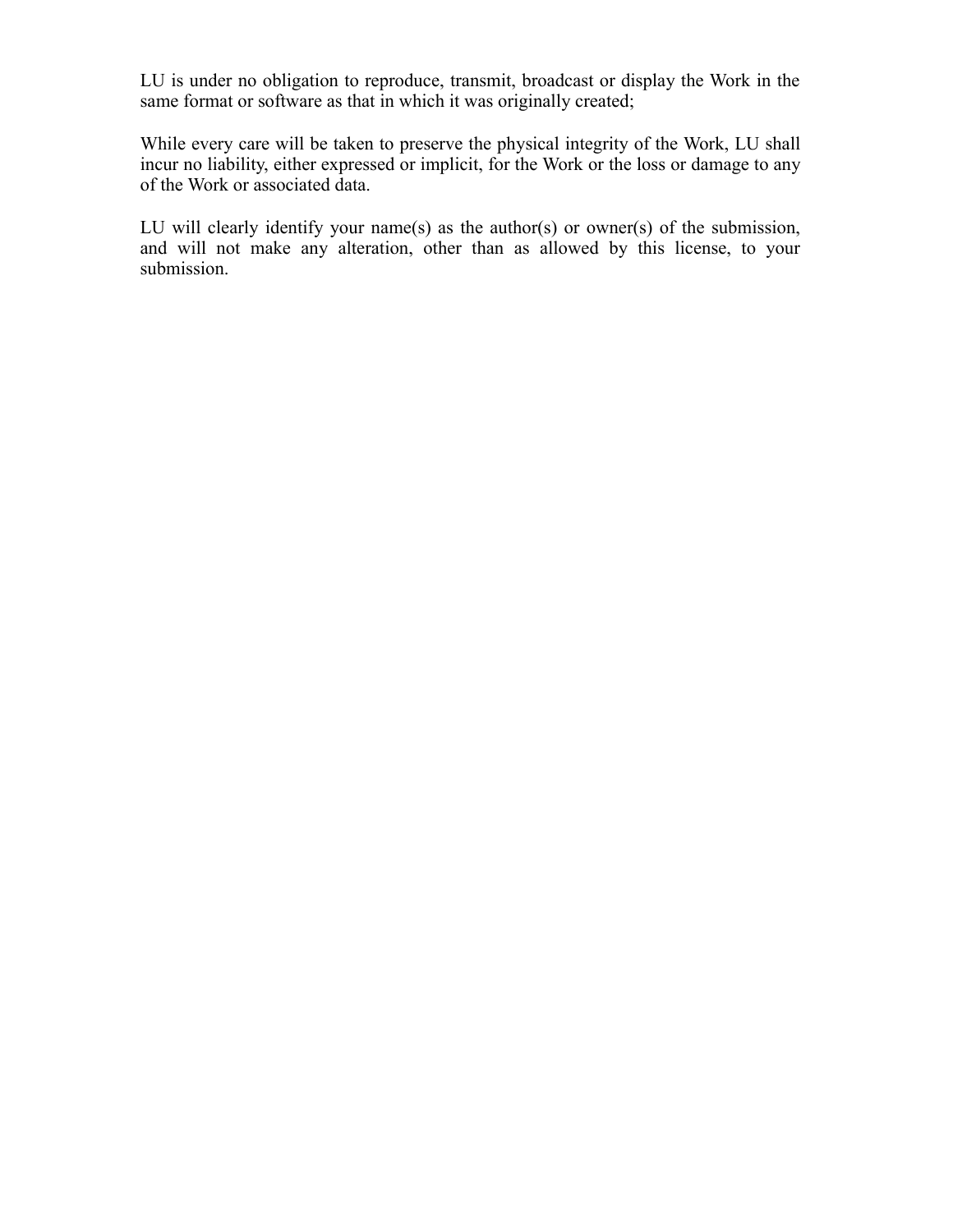LU is under no obligation to reproduce, transmit, broadcast or display the Work in the same format or software as that in which it was originally created;

While every care will be taken to preserve the physical integrity of the Work, LU shall incur no liability, either expressed or implicit, for the Work or the loss or damage to any of the Work or associated data.

LU will clearly identify your name(s) as the author(s) or owner(s) of the submission, and will not make any alteration, other than as allowed by this license, to your submission.